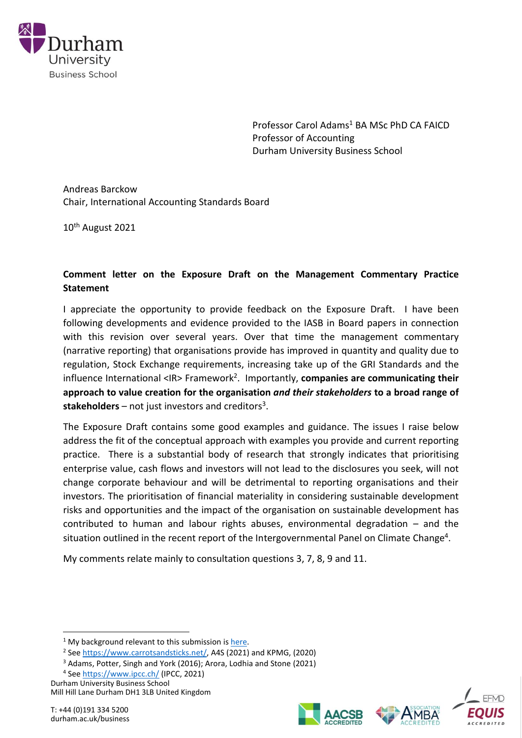Durham University Business School

Professor Carol Adams[1] BA MSc PhD CA FAICD
Professor of Accounting
Durham University Business School

Andreas Barckow
Chair, International Accounting Standards Board

10th August 2021

**Comment letter on the Exposure Draft on the Management Commentary Practice Statement**

I appreciate the opportunity to provide feedback on the Exposure Draft. I have been following developments and evidence provided to the IASB in Board papers in connection with this revision over several years. Over that time the management commentary (narrative reporting) that organisations provide has improved in quantity and quality due to regulation, Stock Exchange requirements, increasing take up of the GRI Standards and the influence International <IR> Framework[2]. Importantly, **companies are communicating their approach to value creation for the organisation *and their stakeholders* to a broad range of stakeholders** – not just investors and creditors[3].

The Exposure Draft contains some good examples and guidance. The issues I raise below address the fit of the conceptual approach with examples you provide and current reporting practice. There is a substantial body of research that strongly indicates that prioritising enterprise value, cash flows and investors will not lead to the disclosures you seek, will not change corporate behaviour and will be detrimental to reporting organisations and their investors. The prioritisation of financial materiality in considering sustainable development risks and opportunities and the impact of the organisation on sustainable development has contributed to human and labour rights abuses, environmental degradation – and the situation outlined in the recent report of the Intergovernmental Panel on Climate Change[4].

My comments relate mainly to consultation questions 3, 7, 8, 9 and 11.

---

[1] My background relevant to this submission is here.

[2] See https://www.carrotsandsticks.net/, A4S (2021) and KPMG, (2020)

[3] Adams, Potter, Singh and York (2016); Arora, Lodhia and Stone (2021)

[4] See https://www.ipcc.ch/ (IPCC, 2021)

Durham University Business School
Mill Hill Lane Durham DH1 3LB United Kingdom

T: +44 (0)191 334 5200
durham.ac.uk/business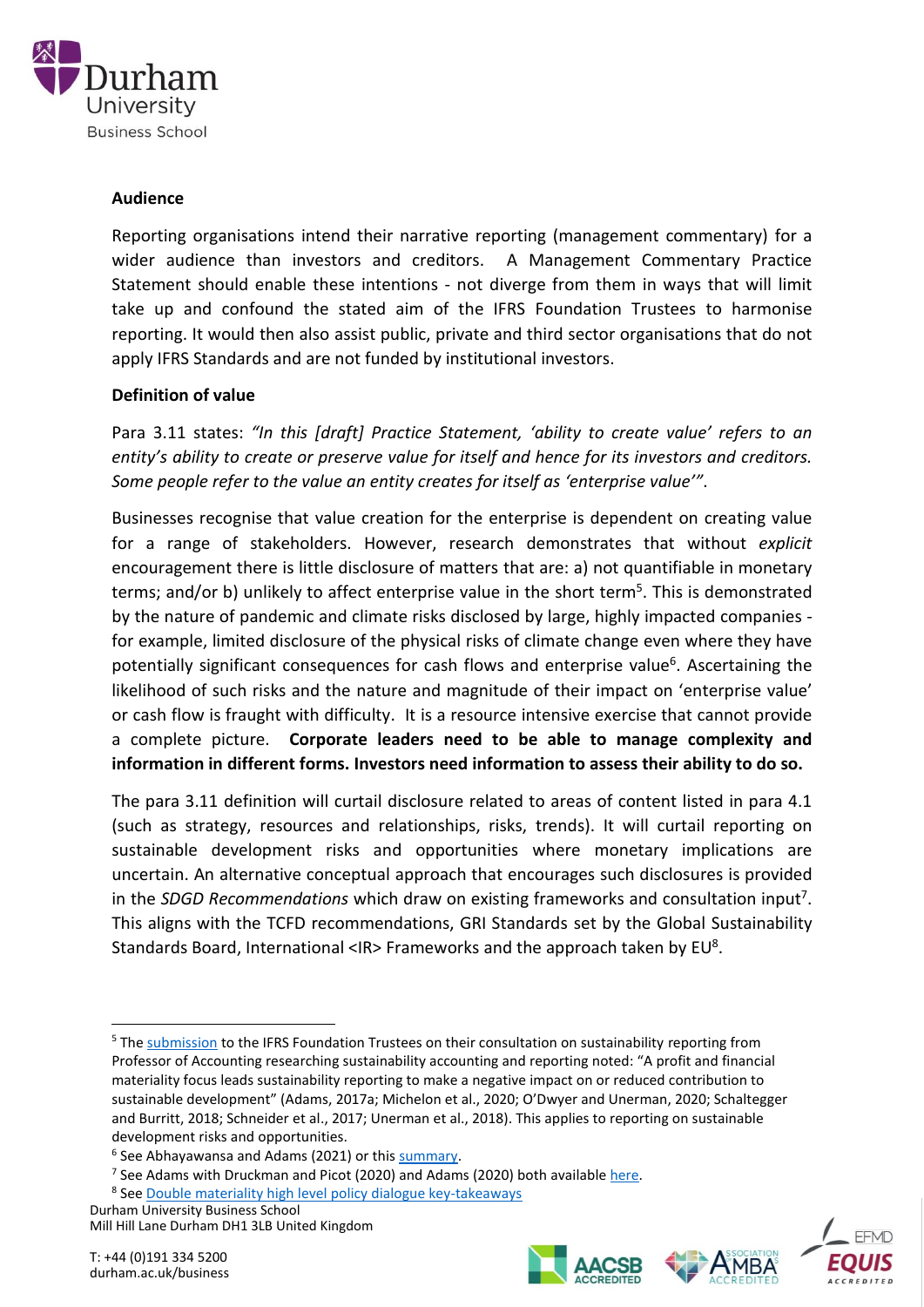**Audience**

Reporting organisations intend their narrative reporting (management commentary) for a wider audience than investors and creditors. A Management Commentary Practice Statement should enable these intentions - not diverge from them in ways that will limit take up and confound the stated aim of the IFRS Foundation Trustees to harmonise reporting. It would then also assist public, private and third sector organisations that do not apply IFRS Standards and are not funded by institutional investors.

**Definition of value**

Para 3.11 states: *"In this [draft] Practice Statement, 'ability to create value' refers to an entity's ability to create or preserve value for itself and hence for its investors and creditors. Some people refer to the value an entity creates for itself as 'enterprise value'".*

Businesses recognise that value creation for the enterprise is dependent on creating value for a range of stakeholders. However, research demonstrates that without *explicit* encouragement there is little disclosure of matters that are: a) not quantifiable in monetary terms; and/or b) unlikely to affect enterprise value in the short term[5]. This is demonstrated by the nature of pandemic and climate risks disclosed by large, highly impacted companies - for example, limited disclosure of the physical risks of climate change even where they have potentially significant consequences for cash flows and enterprise value[6]. Ascertaining the likelihood of such risks and the nature and magnitude of their impact on 'enterprise value' or cash flow is fraught with difficulty. It is a resource intensive exercise that cannot provide a complete picture. **Corporate leaders need to be able to manage complexity and information in different forms. Investors need information to assess their ability to do so.**

The para 3.11 definition will curtail disclosure related to areas of content listed in para 4.1 (such as strategy, resources and relationships, risks, trends). It will curtail reporting on sustainable development risks and opportunities where monetary implications are uncertain. An alternative conceptual approach that encourages such disclosures is provided in the *SDGD Recommendations* which draw on existing frameworks and consultation input[7]. This aligns with the TCFD recommendations, GRI Standards set by the Global Sustainability Standards Board, International <IR> Frameworks and the approach taken by EU[8].

---

[5] The submission to the IFRS Foundation Trustees on their consultation on sustainability reporting from Professor of Accounting researching sustainability accounting and reporting noted: "A profit and financial materiality focus leads sustainability reporting to make a negative impact on or reduced contribution to sustainable development" (Adams, 2017a; Michelon et al., 2020; O'Dwyer and Unerman, 2020; Schaltegger and Burritt, 2018; Schneider et al., 2017; Unerman et al., 2018). This applies to reporting on sustainable development risks and opportunities.

[6] See Abhayawansa and Adams (2021) or this summary.

[7] See Adams with Druckman and Picot (2020) and Adams (2020) both available here.

[8] See Double materiality high level policy dialogue key-takeaways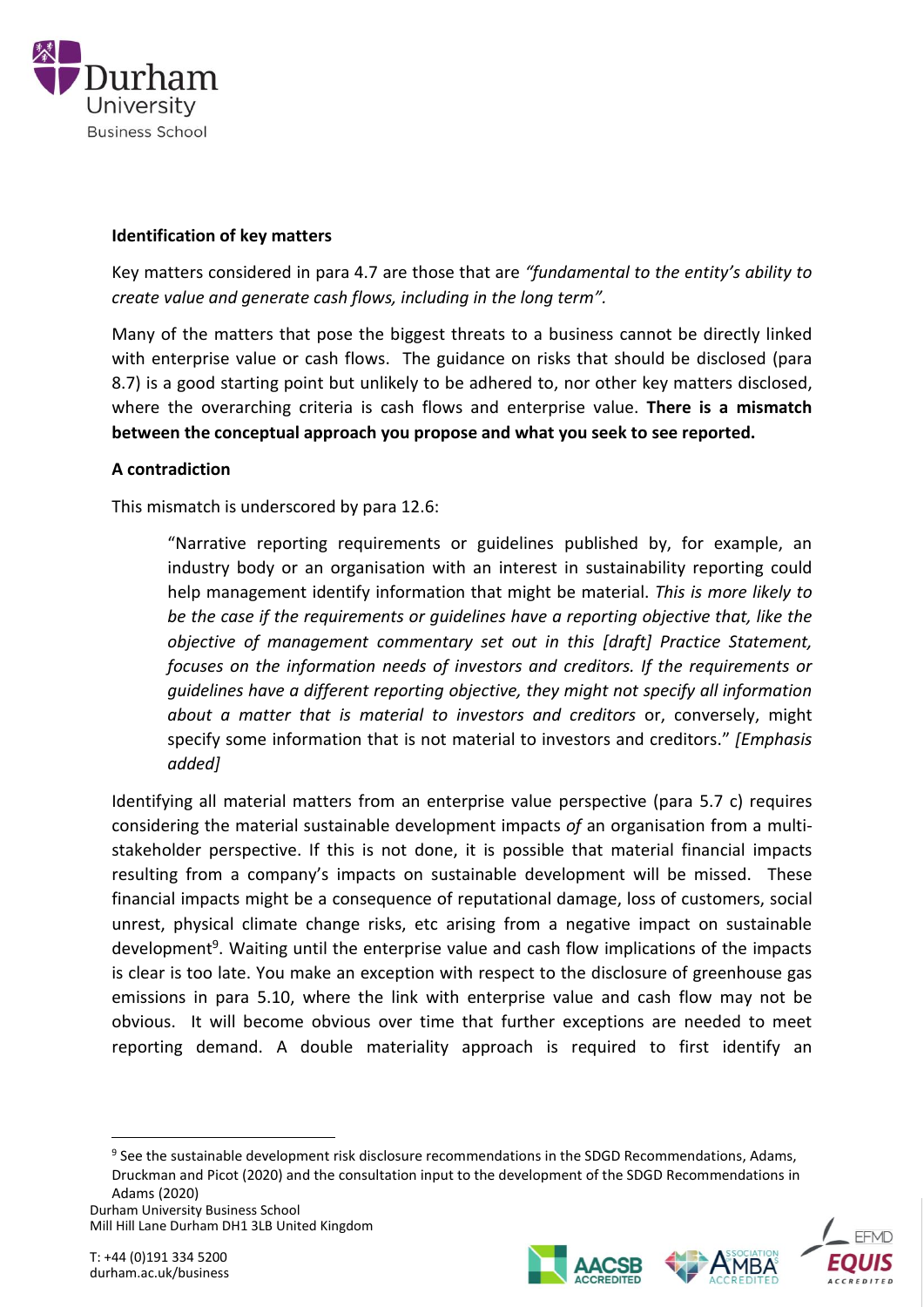**Identification of key matters**

Key matters considered in para 4.7 are those that are *"fundamental to the entity's ability to create value and generate cash flows, including in the long term".*

Many of the matters that pose the biggest threats to a business cannot be directly linked with enterprise value or cash flows. The guidance on risks that should be disclosed (para 8.7) is a good starting point but unlikely to be adhered to, nor other key matters disclosed, where the overarching criteria is cash flows and enterprise value. **There is a mismatch between the conceptual approach you propose and what you seek to see reported.**

**A contradiction**

This mismatch is underscored by para 12.6:

> "Narrative reporting requirements or guidelines published by, for example, an industry body or an organisation with an interest in sustainability reporting could help management identify information that might be material. *This is more likely to be the case if the requirements or guidelines have a reporting objective that, like the objective of management commentary set out in this [draft] Practice Statement, focuses on the information needs of investors and creditors. If the requirements or guidelines have a different reporting objective, they might not specify all information about a matter that is material to investors and creditors* or, conversely, might specify some information that is not material to investors and creditors." *[Emphasis added]*

Identifying all material matters from an enterprise value perspective (para 5.7 c) requires considering the material sustainable development impacts *of* an organisation from a multi-stakeholder perspective. If this is not done, it is possible that material financial impacts resulting from a company's impacts on sustainable development will be missed. These financial impacts might be a consequence of reputational damage, loss of customers, social unrest, physical climate change risks, etc arising from a negative impact on sustainable development[9]. Waiting until the enterprise value and cash flow implications of the impacts is clear is too late. You make an exception with respect to the disclosure of greenhouse gas emissions in para 5.10, where the link with enterprise value and cash flow may not be obvious. It will become obvious over time that further exceptions are needed to meet reporting demand. A double materiality approach is required to first identify an

[9] See the sustainable development risk disclosure recommendations in the SDGD Recommendations, Adams, Druckman and Picot (2020) and the consultation input to the development of the SDGD Recommendations in Adams (2020)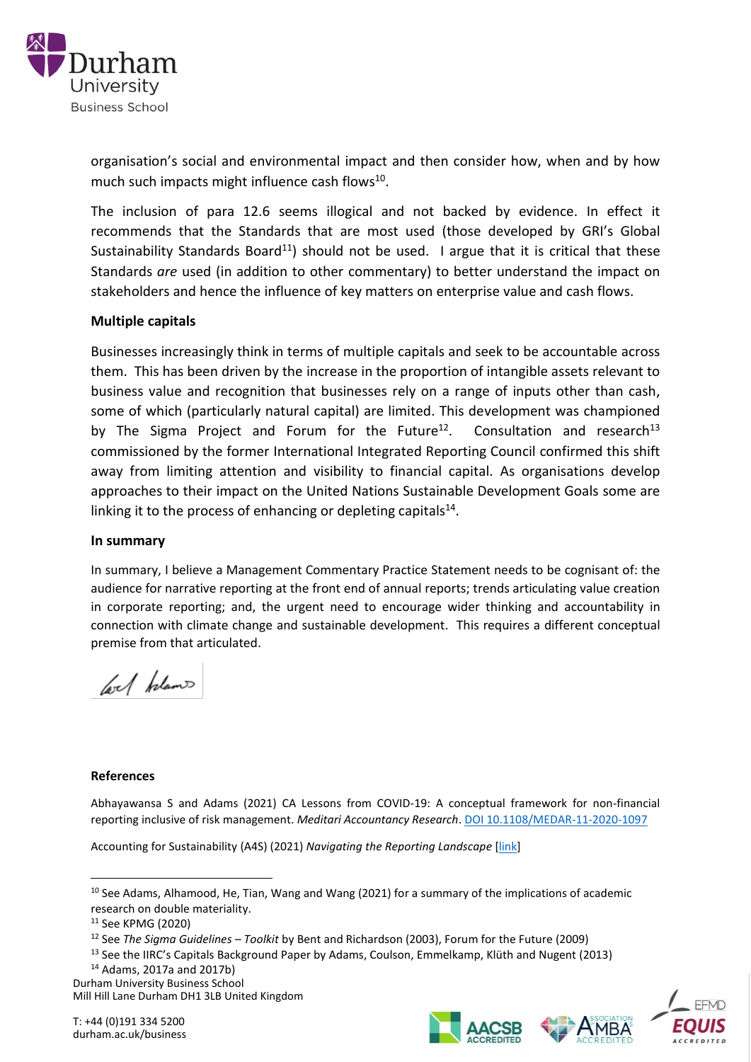organisation's social and environmental impact and then consider how, when and by how much such impacts might influence cash flows[10].

The inclusion of para 12.6 seems illogical and not backed by evidence. In effect it recommends that the Standards that are most used (those developed by GRI's Global Sustainability Standards Board[11]) should not be used. I argue that it is critical that these Standards *are* used (in addition to other commentary) to better understand the impact on stakeholders and hence the influence of key matters on enterprise value and cash flows.

**Multiple capitals**

Businesses increasingly think in terms of multiple capitals and seek to be accountable across them. This has been driven by the increase in the proportion of intangible assets relevant to business value and recognition that businesses rely on a range of inputs other than cash, some of which (particularly natural capital) are limited. This development was championed by The Sigma Project and Forum for the Future[12]. Consultation and research[13] commissioned by the former International Integrated Reporting Council confirmed this shift away from limiting attention and visibility to financial capital. As organisations develop approaches to their impact on the United Nations Sustainable Development Goals some are linking it to the process of enhancing or depleting capitals[14].

**In summary**

In summary, I believe a Management Commentary Practice Statement needs to be cognisant of: the audience for narrative reporting at the front end of annual reports; trends articulating value creation in corporate reporting; and, the urgent need to encourage wider thinking and accountability in connection with climate change and sustainable development. This requires a different conceptual premise from that articulated.

**References**

Abhayawansa S and Adams (2021) CA Lessons from COVID-19: A conceptual framework for non-financial reporting inclusive of risk management. *Meditari Accountancy Research*. DOI 10.1108/MEDAR-11-2020-1097

Accounting for Sustainability (A4S) (2021) *Navigating the Reporting Landscape* [link]

[10] See Adams, Alhamood, He, Tian, Wang and Wang (2021) for a summary of the implications of academic research on double materiality.

[11] See KPMG (2020)

[12] See *The Sigma Guidelines – Toolkit* by Bent and Richardson (2003), Forum for the Future (2009)

[13] See the IIRC's Capitals Background Paper by Adams, Coulson, Emmelkamp, Klüth and Nugent (2013)

[14] Adams, 2017a and 2017b)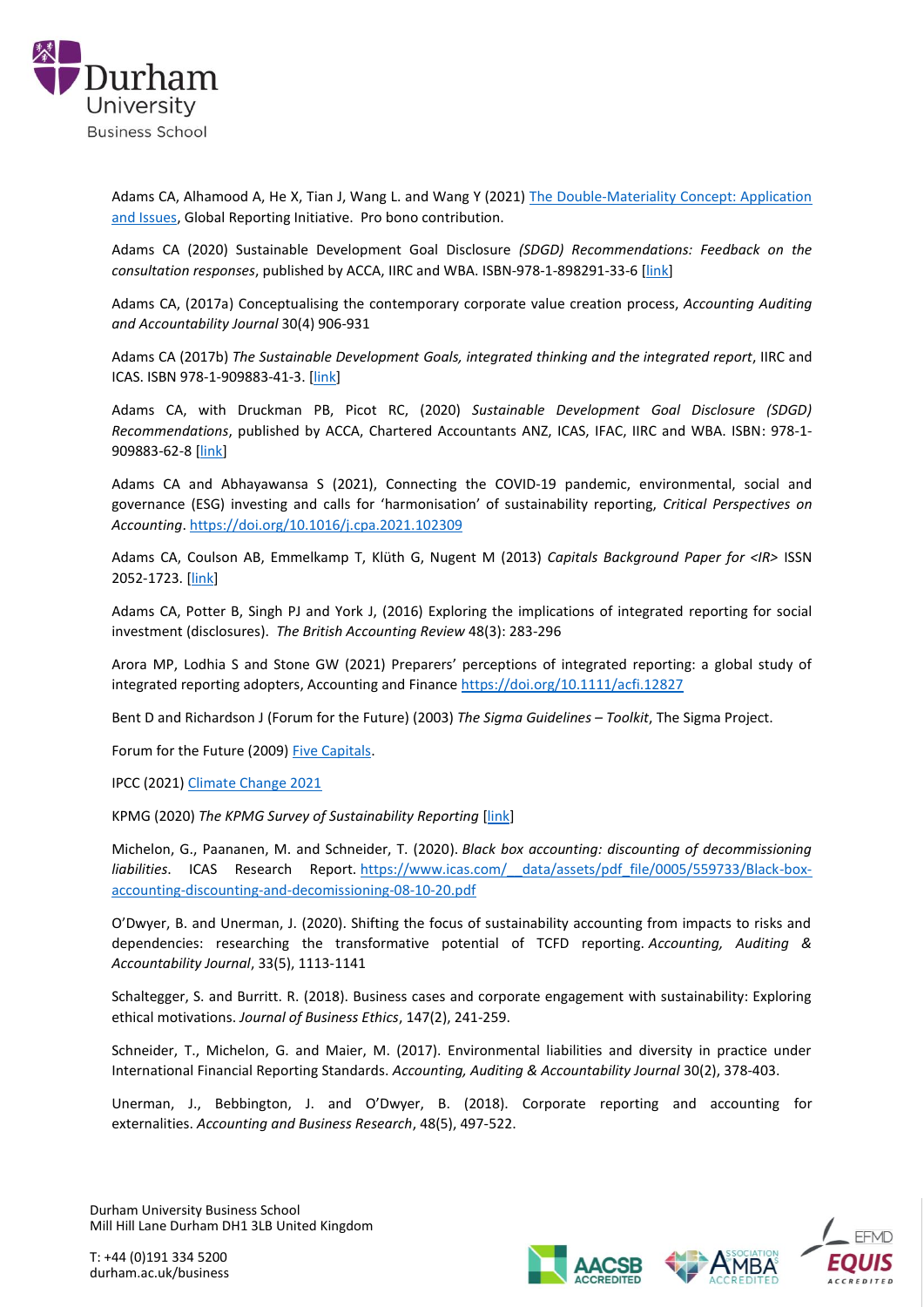Adams CA, Alhamood A, He X, Tian J, Wang L. and Wang Y (2021) The Double-Materiality Concept: Application and Issues, Global Reporting Initiative. Pro bono contribution.

Adams CA (2020) Sustainable Development Goal Disclosure *(SDGD) Recommendations: Feedback on the consultation responses*, published by ACCA, IIRC and WBA. ISBN-978-1-898291-33-6 [link]

Adams CA, (2017a) Conceptualising the contemporary corporate value creation process, *Accounting Auditing and Accountability Journal* 30(4) 906-931

Adams CA (2017b) *The Sustainable Development Goals, integrated thinking and the integrated report*, IIRC and ICAS. ISBN 978-1-909883-41-3. [link]

Adams CA, with Druckman PB, Picot RC, (2020) *Sustainable Development Goal Disclosure (SDGD) Recommendations*, published by ACCA, Chartered Accountants ANZ, ICAS, IFAC, IIRC and WBA. ISBN: 978-1-909883-62-8 [link]

Adams CA and Abhayawansa S (2021), Connecting the COVID-19 pandemic, environmental, social and governance (ESG) investing and calls for 'harmonisation' of sustainability reporting, *Critical Perspectives on Accounting*. https://doi.org/10.1016/j.cpa.2021.102309

Adams CA, Coulson AB, Emmelkamp T, Klüth G, Nugent M (2013) *Capitals Background Paper for <IR>* ISSN 2052-1723. [link]

Adams CA, Potter B, Singh PJ and York J, (2016) Exploring the implications of integrated reporting for social investment (disclosures). *The British Accounting Review* 48(3): 283-296

Arora MP, Lodhia S and Stone GW (2021) Preparers' perceptions of integrated reporting: a global study of integrated reporting adopters, Accounting and Finance https://doi.org/10.1111/acfi.12827

Bent D and Richardson J (Forum for the Future) (2003) *The Sigma Guidelines – Toolkit*, The Sigma Project.

Forum for the Future (2009) Five Capitals.

IPCC (2021) Climate Change 2021

KPMG (2020) *The KPMG Survey of Sustainability Reporting* [link]

Michelon, G., Paananen, M. and Schneider, T. (2020). *Black box accounting: discounting of decommissioning liabilities*. ICAS Research Report. https://www.icas.com/__data/assets/pdf_file/0005/559733/Black-box-accounting-discounting-and-decomissioning-08-10-20.pdf

O'Dwyer, B. and Unerman, J. (2020). Shifting the focus of sustainability accounting from impacts to risks and dependencies: researching the transformative potential of TCFD reporting. *Accounting, Auditing & Accountability Journal*, 33(5), 1113-1141

Schaltegger, S. and Burritt. R. (2018). Business cases and corporate engagement with sustainability: Exploring ethical motivations. *Journal of Business Ethics*, 147(2), 241-259.

Schneider, T., Michelon, G. and Maier, M. (2017). Environmental liabilities and diversity in practice under International Financial Reporting Standards. *Accounting, Auditing & Accountability Journal* 30(2), 378-403.

Unerman, J., Bebbington, J. and O'Dwyer, B. (2018). Corporate reporting and accounting for externalities. *Accounting and Business Research*, 48(5), 497-522.